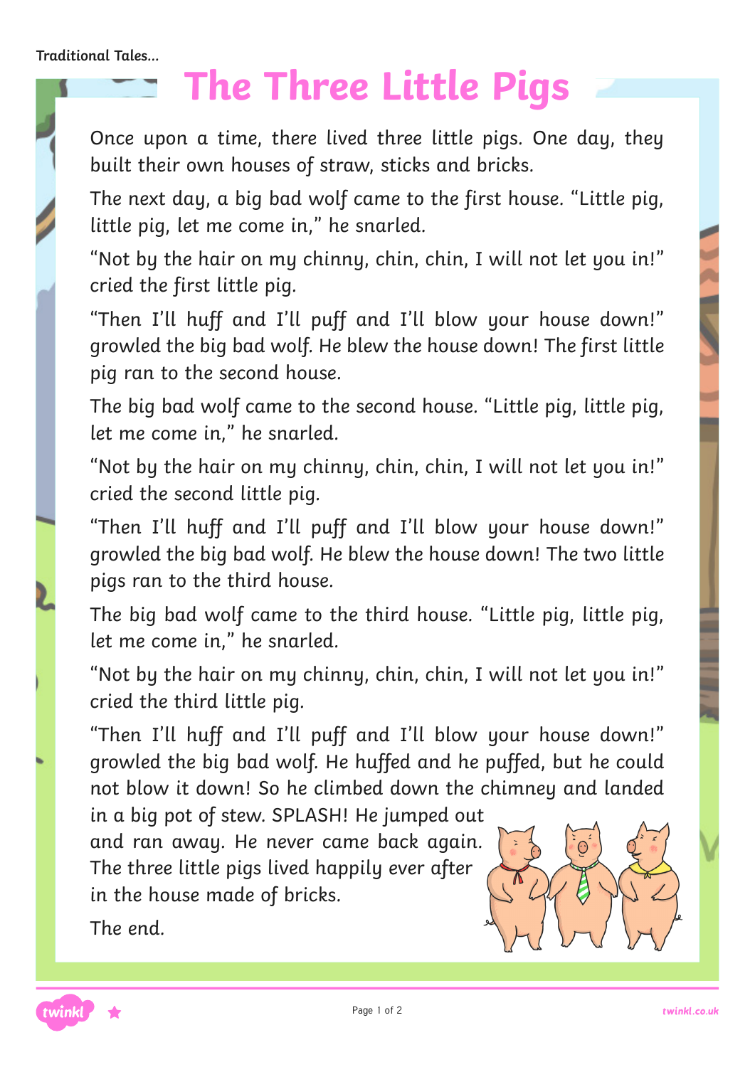Traditional Tales...

# The Three Little Pigs

Once upon a time, there lived three little pigs. One day, they built their own houses of straw, sticks and bricks.

The next day, a big bad wolf came to the first house. "Little pig, little pig, let me come in," he snarled.

"Not by the hair on my chinny, chin, chin, I will not let you in!" cried the first little pig.

"Then I'll huff and I'll puff and I'll blow your house down!" growled the big bad wolf. He blew the house down! The first little pig ran to the second house.

The big bad wolf came to the second house. "Little pig, little pig, let me come in," he snarled.

"Not by the hair on my chinny, chin, chin, I will not let you in!" cried the second little pig.

"Then I'll huff and I'll puff and I'll blow your house down!" growled the big bad wolf. He blew the house down! The two little pigs ran to the third house.

The big bad wolf came to the third house. "Little pig, little pig, let me come in," he snarled.

"Not by the hair on my chinny, chin, chin, I will not let you in!" cried the third little pig.

"Then I'll huff and I'll puff and I'll blow your house down!" growled the big bad wolf. He huffed and he puffed, but he could not blow it down! So he climbed down the chimney and landed in a big pot of stew. SPLASH! He jumped out and ran away. He never came back again. The three little pigs lived happily ever after in the house made of bricks.

The end.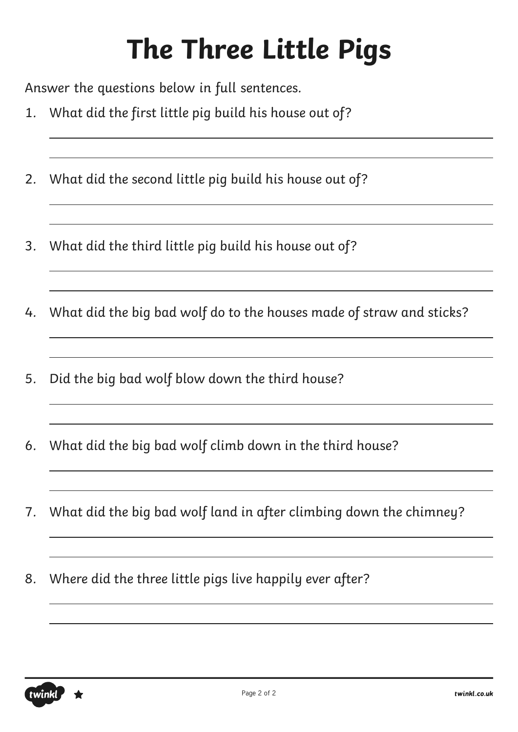# The Three Little Pigs

Answer the questions below in full sentences.

1. What did the first little pig build his house out of?

2. What did the second little pig build his house out of?

3. What did the third little pig build his house out of?

4. What did the big bad wolf do to the houses made of straw and sticks?

5. Did the big bad wolf blow down the third house?

6. What did the big bad wolf climb down in the third house?

7. What did the big bad wolf land in after climbing down the chimney?

8. Where did the three little pigs live happily ever after?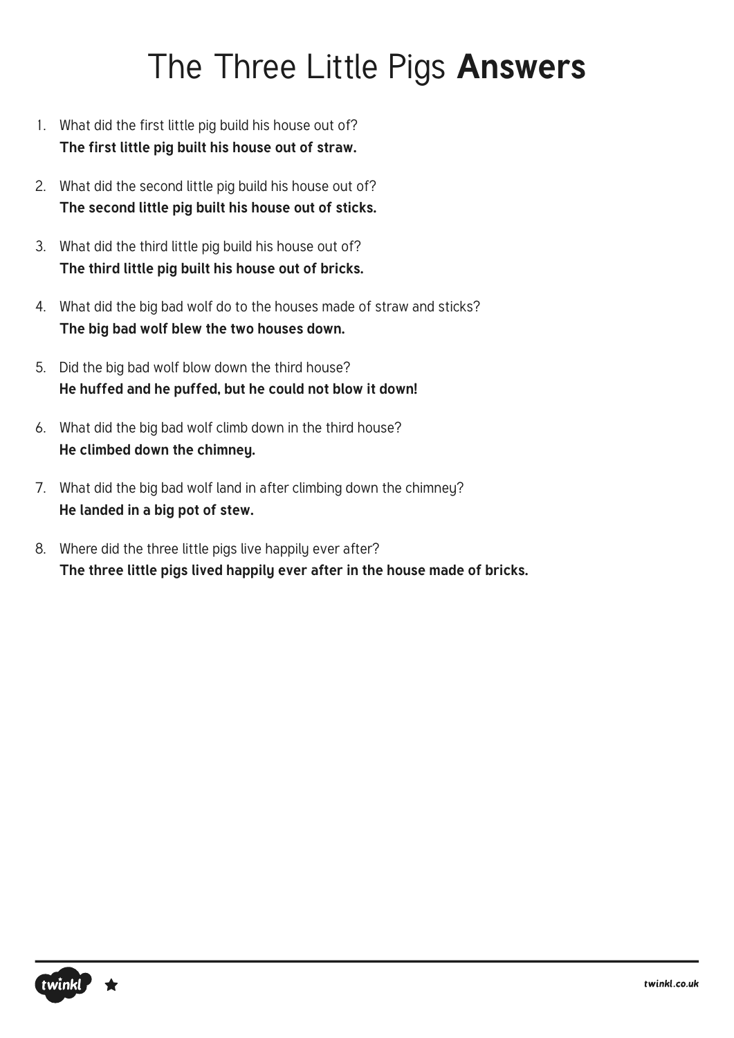# The Three Little Pigs **Answers**

1. What did the first little pig build his house out of?
   **The first little pig built his house out of straw.**

2. What did the second little pig build his house out of?
   **The second little pig built his house out of sticks.**

3. What did the third little pig build his house out of?
   **The third little pig built his house out of bricks.**

4. What did the big bad wolf do to the houses made of straw and sticks?
   **The big bad wolf blew the two houses down.**

5. Did the big bad wolf blow down the third house?
   **He huffed and he puffed, but he could not blow it down!**

6. What did the big bad wolf climb down in the third house?
   **He climbed down the chimney.**

7. What did the big bad wolf land in after climbing down the chimney?
   **He landed in a big pot of stew.**

8. Where did the three little pigs live happily ever after?
   **The three little pigs lived happily ever after in the house made of bricks.**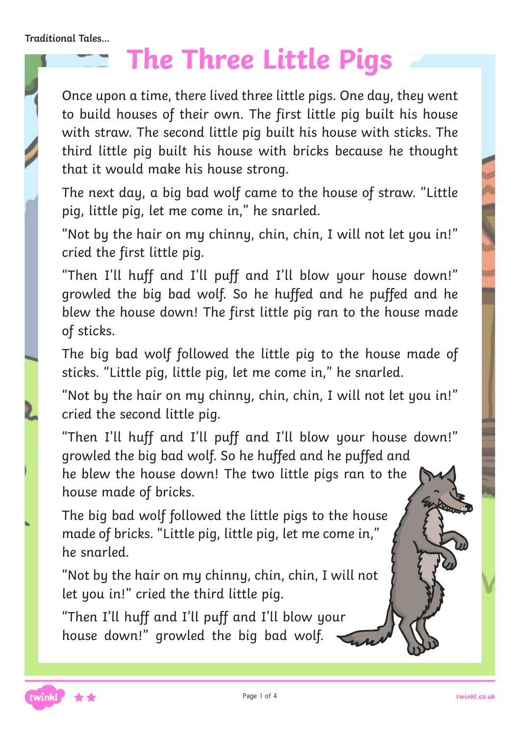Traditional Tales...

# The Three Little Pigs

Once upon a time, there lived three little pigs. One day, they went to build houses of their own. The first little pig built his house with straw. The second little pig built his house with sticks. The third little pig built his house with bricks because he thought that it would make his house strong.

The next day, a big bad wolf came to the house of straw. "Little pig, little pig, let me come in," he snarled.

"Not by the hair on my chinny, chin, chin, I will not let you in!" cried the first little pig.

"Then I'll huff and I'll puff and I'll blow your house down!" growled the big bad wolf. So he huffed and he puffed and he blew the house down! The first little pig ran to the house made of sticks.

The big bad wolf followed the little pig to the house made of sticks. "Little pig, little pig, let me come in," he snarled.

"Not by the hair on my chinny, chin, chin, I will not let you in!" cried the second little pig.

"Then I'll huff and I'll puff and I'll blow your house down!" growled the big bad wolf. So he huffed and he puffed and he blew the house down! The two little pigs ran to the house made of bricks.

The big bad wolf followed the little pigs to the house made of bricks. "Little pig, little pig, let me come in," he snarled.

"Not by the hair on my chinny, chin, chin, I will not let you in!" cried the third little pig.

"Then I'll huff and I'll puff and I'll blow your house down!" growled the big bad wolf.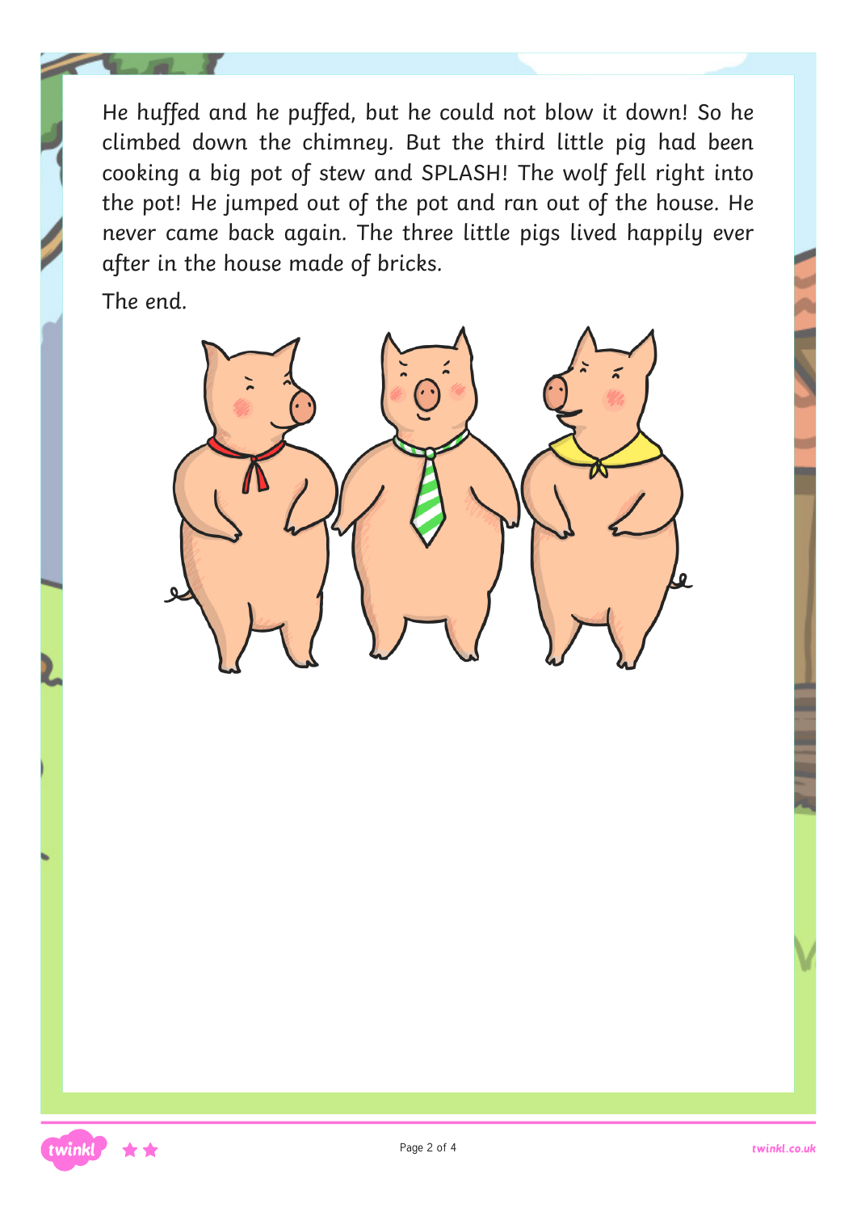He huffed and he puffed, but he could not blow it down! So he climbed down the chimney. But the third little pig had been cooking a big pot of stew and SPLASH! The wolf fell right into the pot! He jumped out of the pot and ran out of the house. He never came back again. The three little pigs lived happily ever after in the house made of bricks.

The end.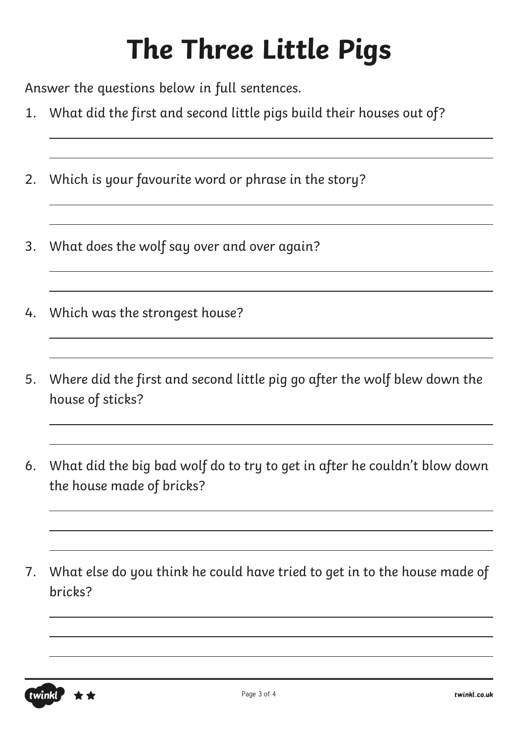# The Three Little Pigs

Answer the questions below in full sentences.

1. What did the first and second little pigs build their houses out of?

2. Which is your favourite word or phrase in the story?

3. What does the wolf say over and over again?

4. Which was the strongest house?

5. Where did the first and second little pig go after the wolf blew down the house of sticks?

6. What did the big bad wolf do to try to get in after he couldn't blow down the house made of bricks?

7. What else do you think he could have tried to get in to the house made of bricks?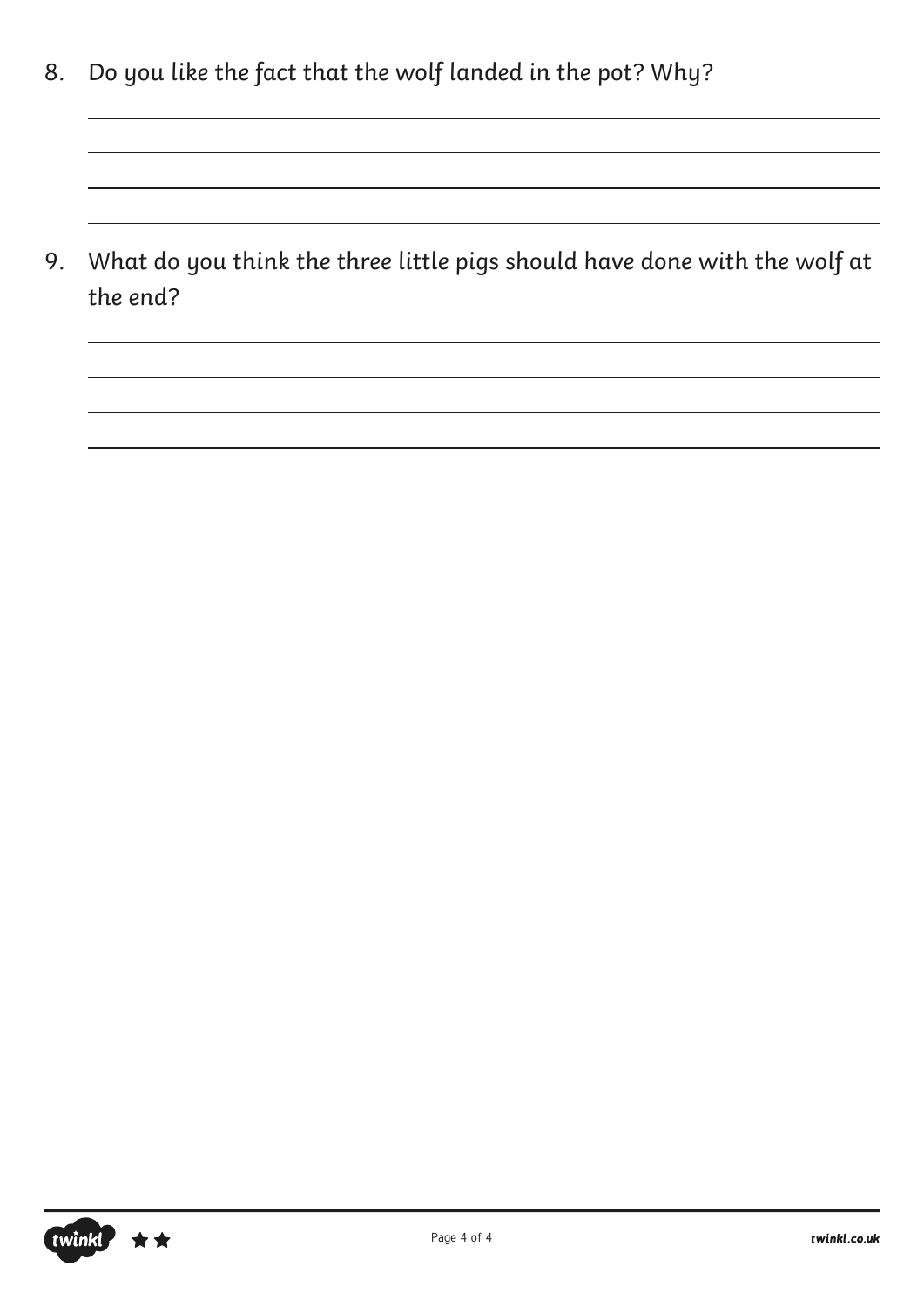8. Do you like the fact that the wolf landed in the pot? Why?

9. What do you think the three little pigs should have done with the wolf at the end?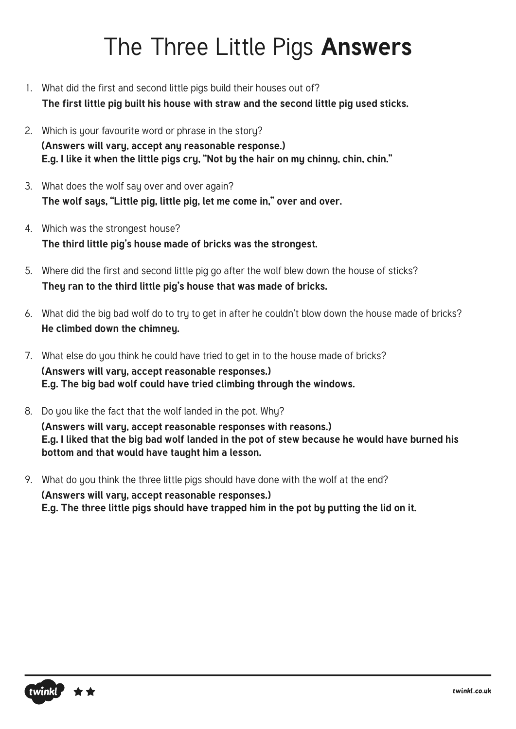# The Three Little Pigs **Answers**

1. What did the first and second little pigs build their houses out of?
   **The first little pig built his house with straw and the second little pig used sticks.**

2. Which is your favourite word or phrase in the story?
   **(Answers will vary, accept any reasonable response.)**
   **E.g. I like it when the little pigs cry, "Not by the hair on my chinny, chin, chin."**

3. What does the wolf say over and over again?
   **The wolf says, "Little pig, little pig, let me come in," over and over.**

4. Which was the strongest house?
   **The third little pig's house made of bricks was the strongest.**

5. Where did the first and second little pig go after the wolf blew down the house of sticks?
   **They ran to the third little pig's house that was made of bricks.**

6. What did the big bad wolf do to try to get in after he couldn't blow down the house made of bricks?
   **He climbed down the chimney.**

7. What else do you think he could have tried to get in to the house made of bricks?
   **(Answers will vary, accept reasonable responses.)**
   **E.g. The big bad wolf could have tried climbing through the windows.**

8. Do you like the fact that the wolf landed in the pot. Why?
   **(Answers will vary, accept reasonable responses with reasons.)**
   **E.g. I liked that the big bad wolf landed in the pot of stew because he would have burned his bottom and that would have taught him a lesson.**

9. What do you think the three little pigs should have done with the wolf at the end?
   **(Answers will vary, accept reasonable responses.)**
   **E.g. The three little pigs should have trapped him in the pot by putting the lid on it.**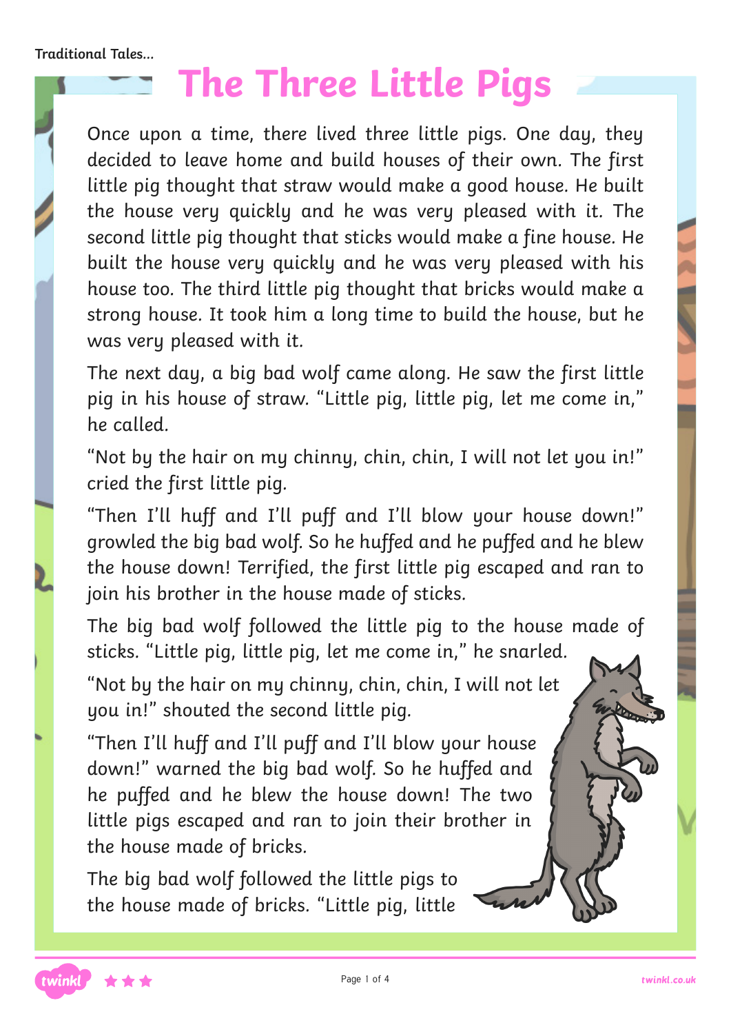Traditional Tales...

# The Three Little Pigs

Once upon a time, there lived three little pigs. One day, they decided to leave home and build houses of their own. The first little pig thought that straw would make a good house. He built the house very quickly and he was very pleased with it. The second little pig thought that sticks would make a fine house. He built the house very quickly and he was very pleased with his house too. The third little pig thought that bricks would make a strong house. It took him a long time to build the house, but he was very pleased with it.

The next day, a big bad wolf came along. He saw the first little pig in his house of straw. "Little pig, little pig, let me come in," he called.

"Not by the hair on my chinny, chin, chin, I will not let you in!" cried the first little pig.

"Then I'll huff and I'll puff and I'll blow your house down!" growled the big bad wolf. So he huffed and he puffed and he blew the house down! Terrified, the first little pig escaped and ran to join his brother in the house made of sticks.

The big bad wolf followed the little pig to the house made of sticks. "Little pig, little pig, let me come in," he snarled.

"Not by the hair on my chinny, chin, chin, I will not let you in!" shouted the second little pig.

"Then I'll huff and I'll puff and I'll blow your house down!" warned the big bad wolf. So he huffed and he puffed and he blew the house down! The two little pigs escaped and ran to join their brother in the house made of bricks.

The big bad wolf followed the little pigs to the house made of bricks. "Little pig, little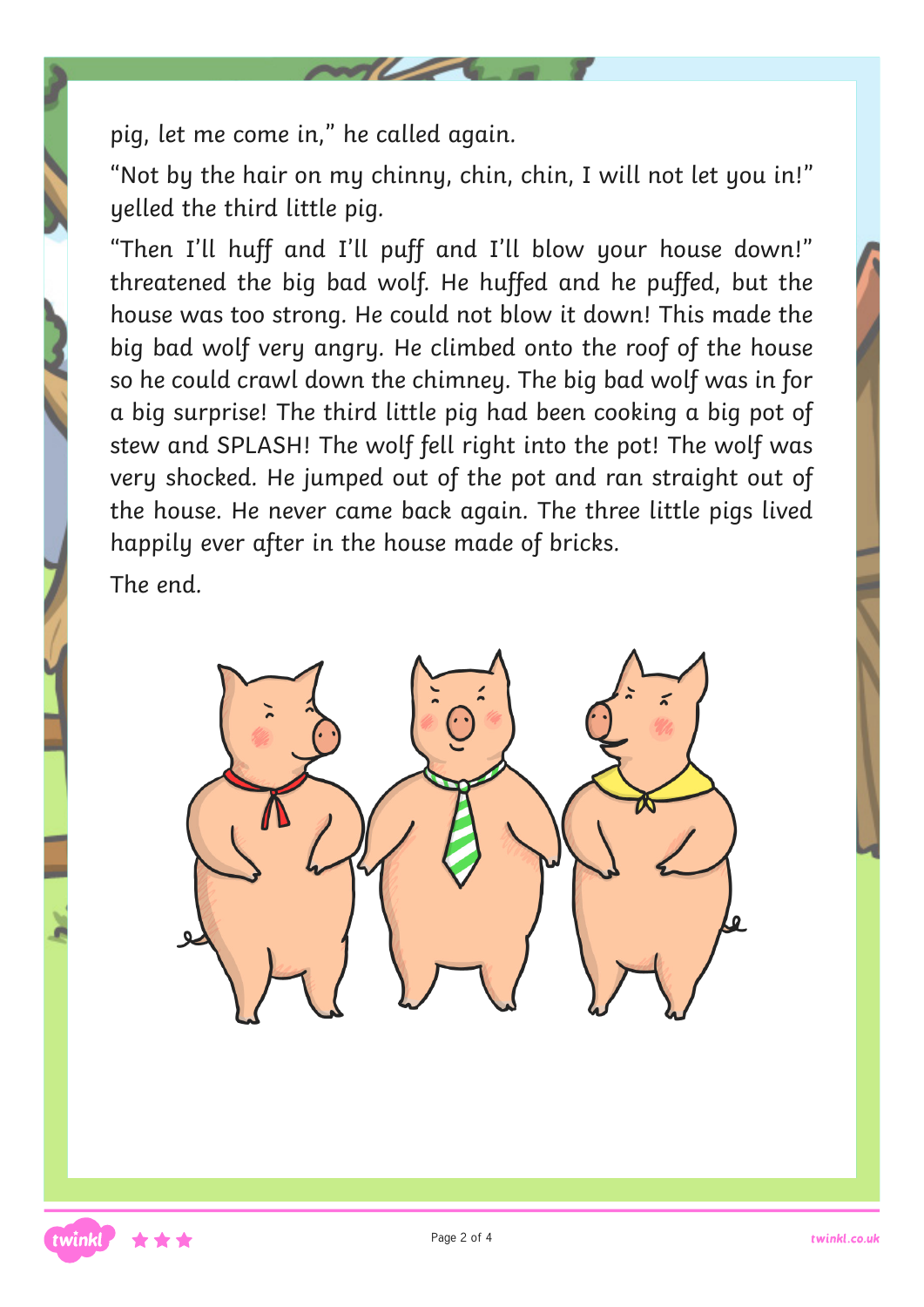pig, let me come in," he called again.

"Not by the hair on my chinny, chin, chin, I will not let you in!" yelled the third little pig.

"Then I'll huff and I'll puff and I'll blow your house down!" threatened the big bad wolf. He huffed and he puffed, but the house was too strong. He could not blow it down! This made the big bad wolf very angry. He climbed onto the roof of the house so he could crawl down the chimney. The big bad wolf was in for a big surprise! The third little pig had been cooking a big pot of stew and SPLASH! The wolf fell right into the pot! The wolf was very shocked. He jumped out of the pot and ran straight out of the house. He never came back again. The three little pigs lived happily ever after in the house made of bricks.

The end.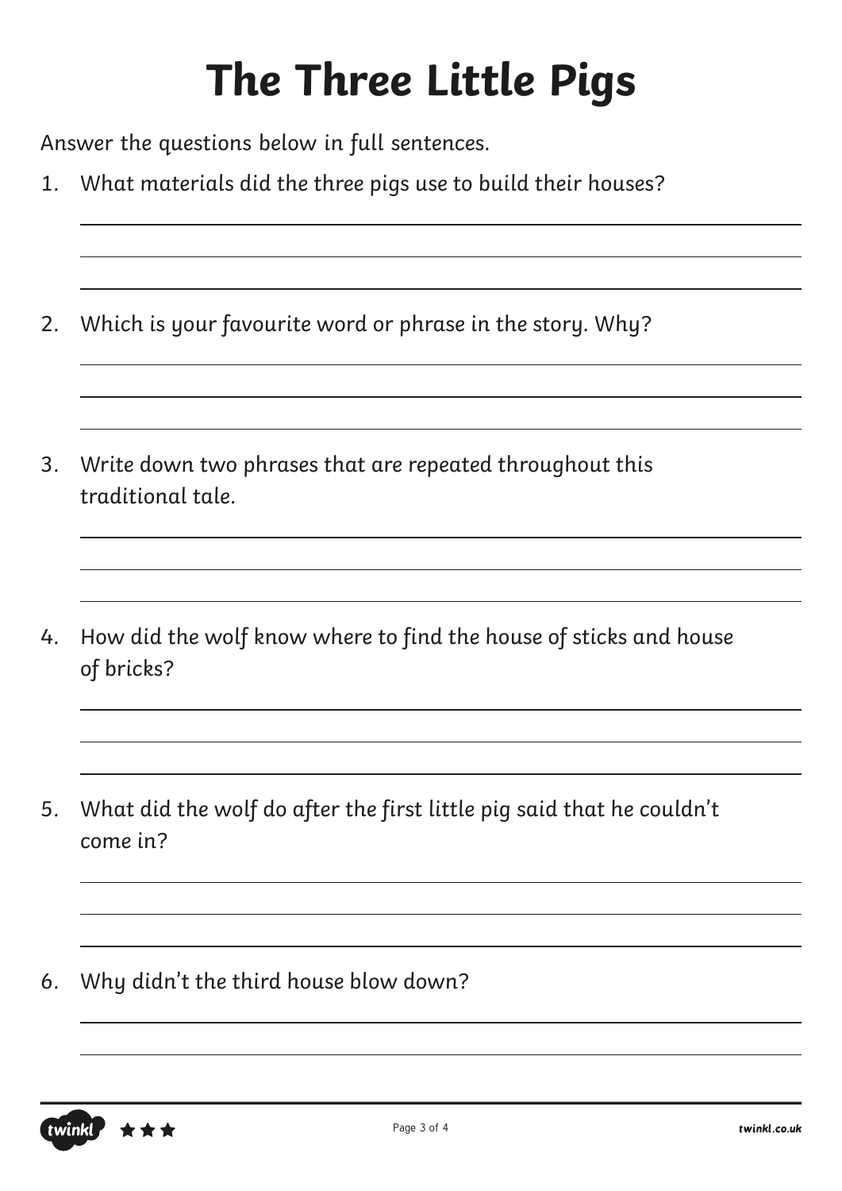# The Three Little Pigs

Answer the questions below in full sentences.

1. What materials did the three pigs use to build their houses?

2. Which is your favourite word or phrase in the story. Why?

3. Write down two phrases that are repeated throughout this traditional tale.

4. How did the wolf know where to find the house of sticks and house of bricks?

5. What did the wolf do after the first little pig said that he couldn't come in?

6. Why didn't the third house blow down?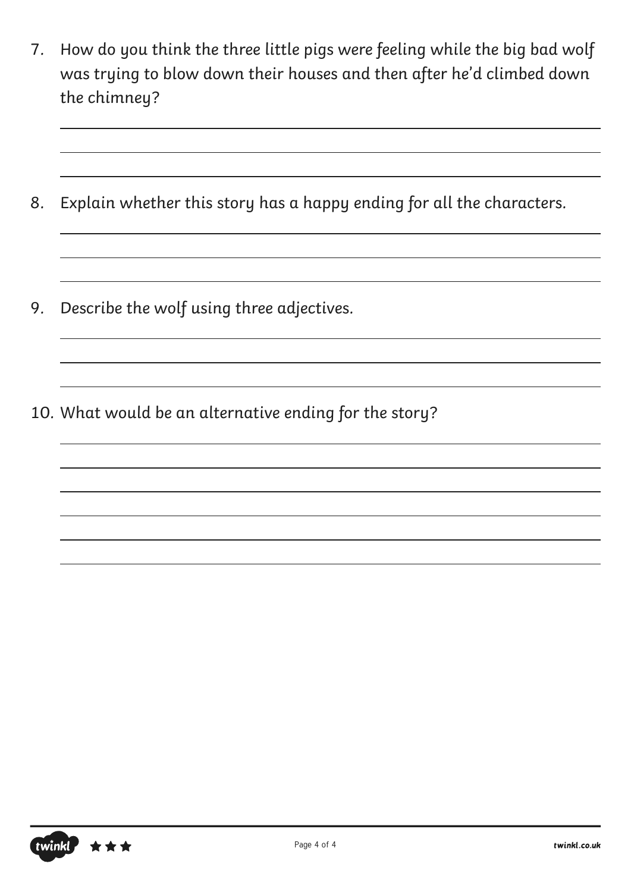7. How do you think the three little pigs were feeling while the big bad wolf was trying to blow down their houses and then after he'd climbed down the chimney?

8. Explain whether this story has a happy ending for all the characters.

9. Describe the wolf using three adjectives.

10. What would be an alternative ending for the story?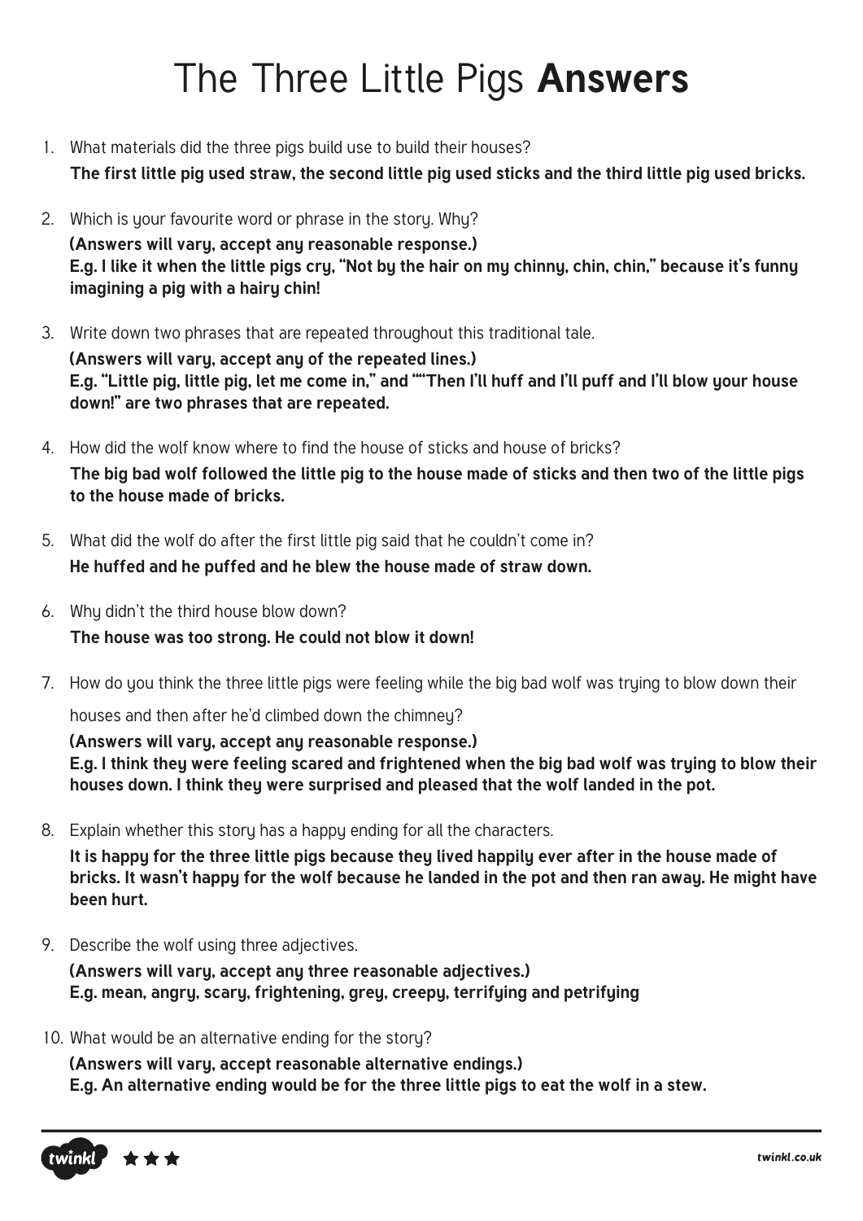# The Three Little Pigs **Answers**

1. What materials did the three pigs build use to build their houses?

   **The first little pig used straw, the second little pig used sticks and the third little pig used bricks.**

2. Which is your favourite word or phrase in the story. Why?

   **(Answers will vary, accept any reasonable response.)**
   **E.g. I like it when the little pigs cry, "Not by the hair on my chinny, chin, chin," because it's funny imagining a pig with a hairy chin!**

3. Write down two phrases that are repeated throughout this traditional tale.

   **(Answers will vary, accept any of the repeated lines.)**
   **E.g. "Little pig, little pig, let me come in," and ""Then I'll huff and I'll puff and I'll blow your house down!" are two phrases that are repeated.**

4. How did the wolf know where to find the house of sticks and house of bricks?

   **The big bad wolf followed the little pig to the house made of sticks and then two of the little pigs to the house made of bricks.**

5. What did the wolf do after the first little pig said that he couldn't come in?

   **He huffed and he puffed and he blew the house made of straw down.**

6. Why didn't the third house blow down?

   **The house was too strong. He could not blow it down!**

7. How do you think the three little pigs were feeling while the big bad wolf was trying to blow down their houses and then after he'd climbed down the chimney?

   **(Answers will vary, accept any reasonable response.)**
   **E.g. I think they were feeling scared and frightened when the big bad wolf was trying to blow their houses down. I think they were surprised and pleased that the wolf landed in the pot.**

8. Explain whether this story has a happy ending for all the characters.

   **It is happy for the three little pigs because they lived happily ever after in the house made of bricks. It wasn't happy for the wolf because he landed in the pot and then ran away. He might have been hurt.**

9. Describe the wolf using three adjectives.

   **(Answers will vary, accept any three reasonable adjectives.)**
   **E.g. mean, angry, scary, frightening, grey, creepy, terrifying and petrifying**

10. What would be an alternative ending for the story?

    **(Answers will vary, accept reasonable alternative endings.)**
    **E.g. An alternative ending would be for the three little pigs to eat the wolf in a stew.**